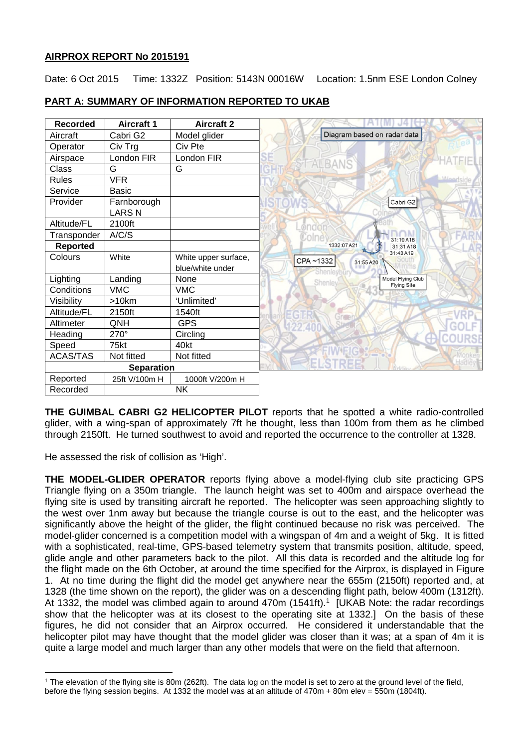## AIRPROX REPORT No 2015191

Date: 6 Oct 2015 Time: 1332Z Position: 5143N 00016W Location: 1.5nm ESE London Colney

## PART A: SUMMARY OF INFORMATION REPORTED TO UKAB

| Recorded | Aircraft 1 | Aircraft 2 |
|---|---|---|
| Aircraft | Cabri G2 | Model glider |
| Operator | Civ Trg | Civ Pte |
| Airspace | London FIR | London FIR |
| Class | G | G |
| Rules | VFR | |
| Service | Basic | |
| Provider | Farnborough LARS N | |
| Altitude/FL | 2100ft | |
| Transponder | A/C/S | |
| **Reported** | | |
| Colours | White | White upper surface, blue/white under |
| Lighting | Landing | None |
| Conditions | VMC | VMC |
| Visibility | >10km | 'Unlimited' |
| Altitude/FL | 2150ft | 1540ft |
| Altimeter | QNH | GPS |
| Heading | 270° | Circling |
| Speed | 75kt | 40kt |
| ACAS/TAS | Not fitted | Not fitted |
| **Separation** | | |
| Reported | 25ft V/100m H | 1000ft V/200m H |
| Recorded | NK | |

Diagram based on radar data

**THE GUIMBAL CABRI G2 HELICOPTER PILOT** reports that he spotted a white radio-controlled glider, with a wing-span of approximately 7ft he thought, less than 100m from them as he climbed through 2150ft. He turned southwest to avoid and reported the occurrence to the controller at 1328.

He assessed the risk of collision as 'High'.

**THE MODEL-GLIDER OPERATOR** reports flying above a model-flying club site practicing GPS Triangle flying on a 350m triangle. The launch height was set to 400m and airspace overhead the flying site is used by transiting aircraft he reported. The helicopter was seen approaching slightly to the west over 1nm away but because the triangle course is out to the east, and the helicopter was significantly above the height of the glider, the flight continued because no risk was perceived. The model-glider concerned is a competition model with a wingspan of 4m and a weight of 5kg. It is fitted with a sophisticated, real-time, GPS-based telemetry system that transmits position, altitude, speed, glide angle and other parameters back to the pilot. All this data is recorded and the altitude log for the flight made on the 6th October, at around the time specified for the Airprox, is displayed in Figure 1. At no time during the flight did the model get anywhere near the 655m (2150ft) reported and, at 1328 (the time shown on the report), the glider was on a descending flight path, below 400m (1312ft). At 1332, the model was climbed again to around 470m (1541ft).[1] [UKAB Note: the radar recordings show that the helicopter was at its closest to the operating site at 1332.] On the basis of these figures, he did not consider that an Airprox occurred. He considered it understandable that the helicopter pilot may have thought that the model glider was closer than it was; at a span of 4m it is quite a large model and much larger than any other models that were on the field that afternoon.

[1] The elevation of the flying site is 80m (262ft). The data log on the model is set to zero at the ground level of the field, before the flying session begins. At 1332 the model was at an altitude of 470m + 80m elev = 550m (1804ft).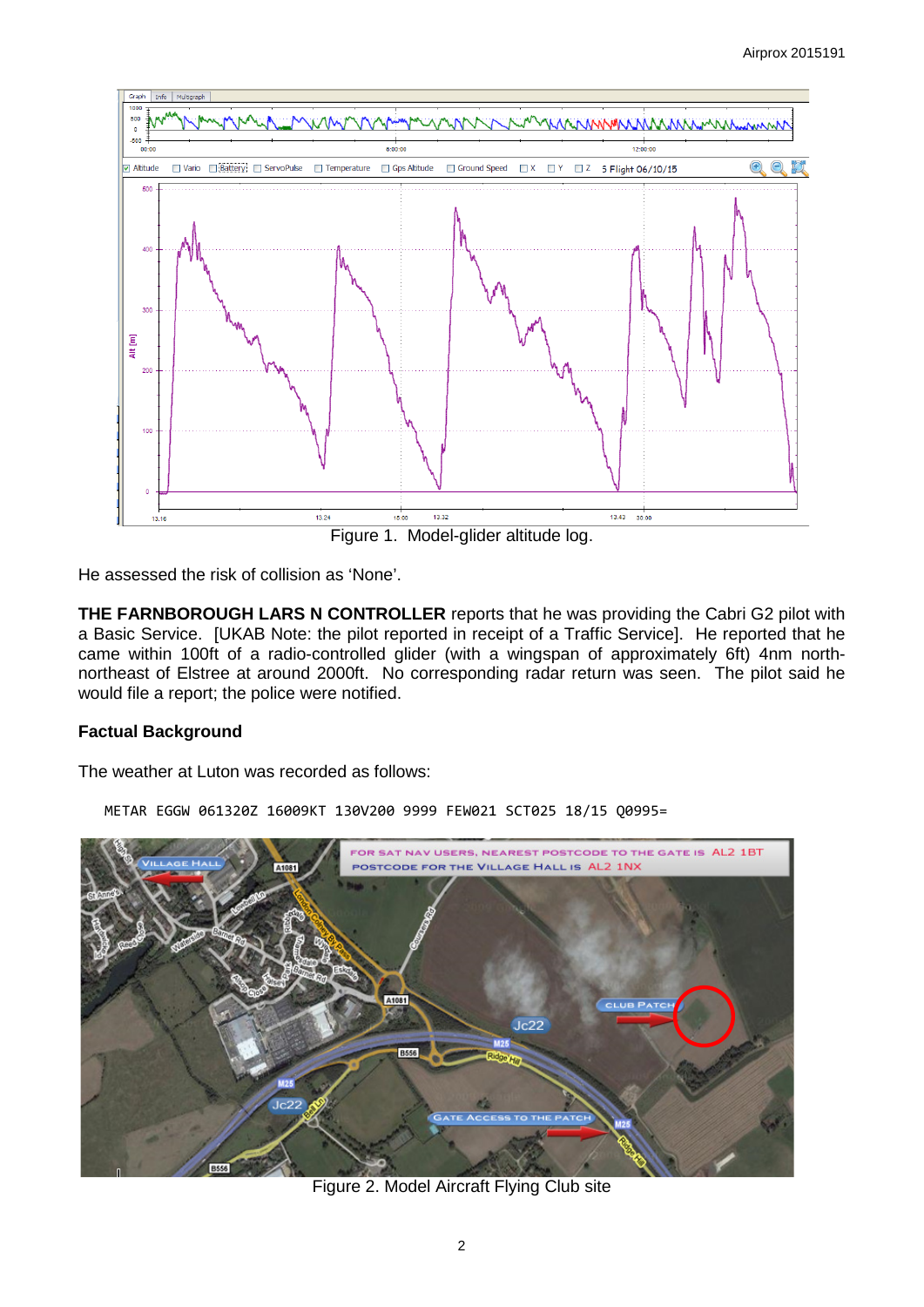Figure 1. Model-glider altitude log.

He assessed the risk of collision as 'None'.

**THE FARNBOROUGH LARS N CONTROLLER** reports that he was providing the Cabri G2 pilot with a Basic Service. [UKAB Note: the pilot reported in receipt of a Traffic Service]. He reported that he came within 100ft of a radio-controlled glider (with a wingspan of approximately 6ft) 4nm north-northeast of Elstree at around 2000ft. No corresponding radar return was seen. The pilot said he would file a report; the police were notified.

## Factual Background

The weather at Luton was recorded as follows:

```
METAR EGGW 061320Z 16009KT 130V200 9999 FEW021 SCT025 18/15 Q0995=
```

Figure 2. Model Aircraft Flying Club site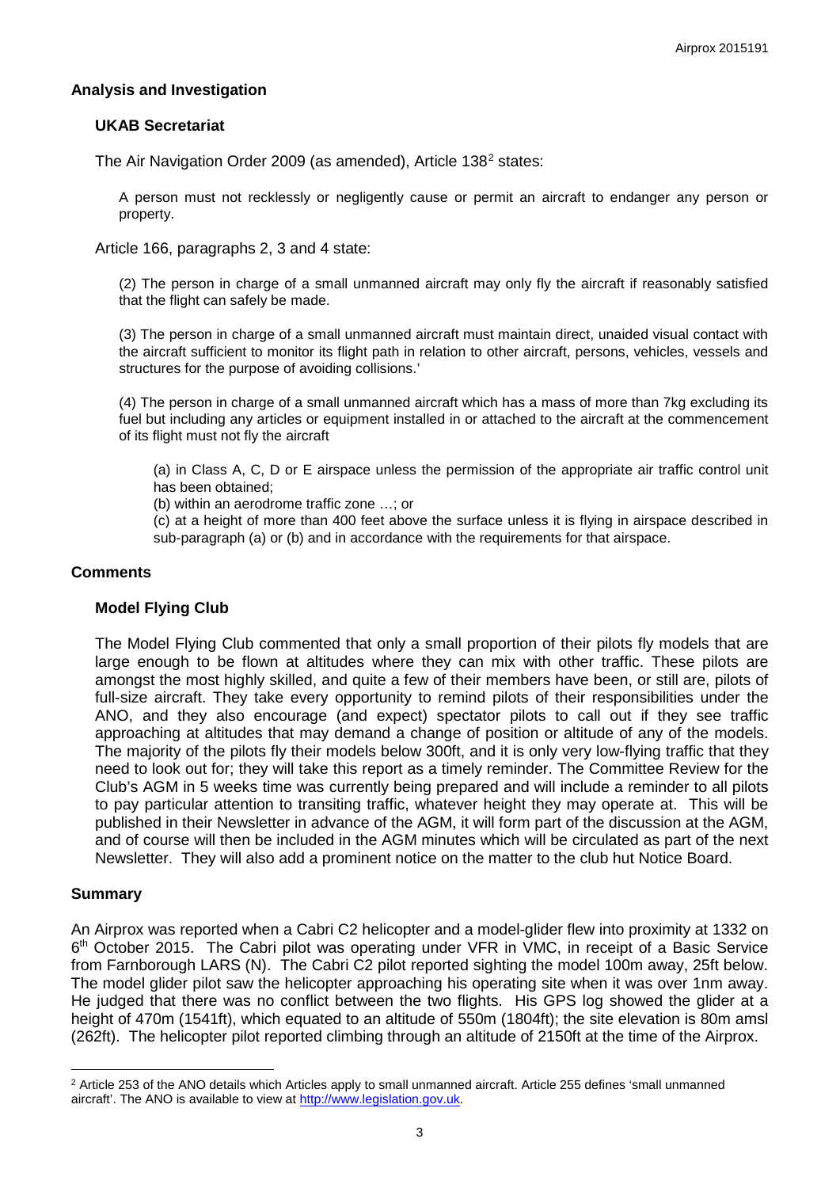## Analysis and Investigation

### UKAB Secretariat

The Air Navigation Order 2009 (as amended), Article 138[2] states:

> A person must not recklessly or negligently cause or permit an aircraft to endanger any person or property.

Article 166, paragraphs 2, 3 and 4 state:

> (2) The person in charge of a small unmanned aircraft may only fly the aircraft if reasonably satisfied that the flight can safely be made.
>
> (3) The person in charge of a small unmanned aircraft must maintain direct, unaided visual contact with the aircraft sufficient to monitor its flight path in relation to other aircraft, persons, vehicles, vessels and structures for the purpose of avoiding collisions.'
>
> (4) The person in charge of a small unmanned aircraft which has a mass of more than 7kg excluding its fuel but including any articles or equipment installed in or attached to the aircraft at the commencement of its flight must not fly the aircraft
>
> > (a) in Class A, C, D or E airspace unless the permission of the appropriate air traffic control unit has been obtained;
> >
> > (b) within an aerodrome traffic zone …; or
> >
> > (c) at a height of more than 400 feet above the surface unless it is flying in airspace described in sub-paragraph (a) or (b) and in accordance with the requirements for that airspace.

## Comments

### Model Flying Club

The Model Flying Club commented that only a small proportion of their pilots fly models that are large enough to be flown at altitudes where they can mix with other traffic. These pilots are amongst the most highly skilled, and quite a few of their members have been, or still are, pilots of full-size aircraft. They take every opportunity to remind pilots of their responsibilities under the ANO, and they also encourage (and expect) spectator pilots to call out if they see traffic approaching at altitudes that may demand a change of position or altitude of any of the models. The majority of the pilots fly their models below 300ft, and it is only very low-flying traffic that they need to look out for; they will take this report as a timely reminder. The Committee Review for the Club's AGM in 5 weeks time was currently being prepared and will include a reminder to all pilots to pay particular attention to transiting traffic, whatever height they may operate at. This will be published in their Newsletter in advance of the AGM, it will form part of the discussion at the AGM, and of course will then be included in the AGM minutes which will be circulated as part of the next Newsletter. They will also add a prominent notice on the matter to the club hut Notice Board.

## Summary

An Airprox was reported when a Cabri C2 helicopter and a model-glider flew into proximity at 1332 on 6th October 2015. The Cabri pilot was operating under VFR in VMC, in receipt of a Basic Service from Farnborough LARS (N). The Cabri C2 pilot reported sighting the model 100m away, 25ft below. The model glider pilot saw the helicopter approaching his operating site when it was over 1nm away. He judged that there was no conflict between the two flights. His GPS log showed the glider at a height of 470m (1541ft), which equated to an altitude of 550m (1804ft); the site elevation is 80m amsl (262ft). The helicopter pilot reported climbing through an altitude of 2150ft at the time of the Airprox.

---

[2] Article 253 of the ANO details which Articles apply to small unmanned aircraft. Article 255 defines 'small unmanned aircraft'. The ANO is available to view at http://www.legislation.gov.uk.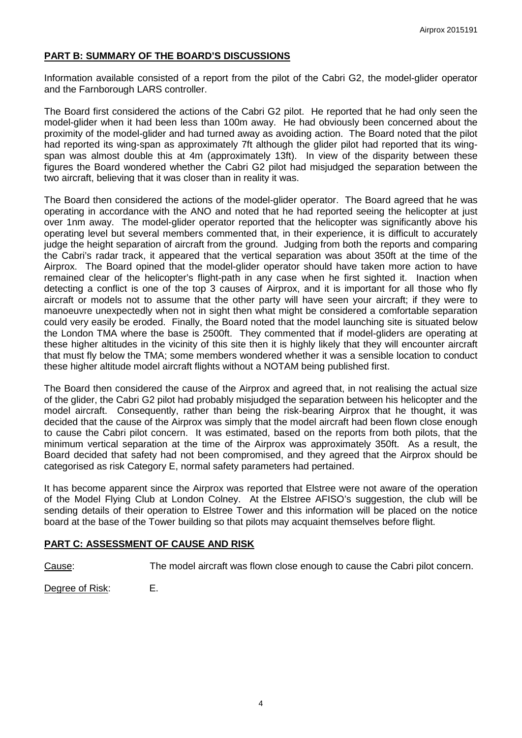## PART B: SUMMARY OF THE BOARD'S DISCUSSIONS

Information available consisted of a report from the pilot of the Cabri G2, the model-glider operator and the Farnborough LARS controller.

The Board first considered the actions of the Cabri G2 pilot. He reported that he had only seen the model-glider when it had been less than 100m away. He had obviously been concerned about the proximity of the model-glider and had turned away as avoiding action. The Board noted that the pilot had reported its wing-span as approximately 7ft although the glider pilot had reported that its wing-span was almost double this at 4m (approximately 13ft). In view of the disparity between these figures the Board wondered whether the Cabri G2 pilot had misjudged the separation between the two aircraft, believing that it was closer than in reality it was.

The Board then considered the actions of the model-glider operator. The Board agreed that he was operating in accordance with the ANO and noted that he had reported seeing the helicopter at just over 1nm away. The model-glider operator reported that the helicopter was significantly above his operating level but several members commented that, in their experience, it is difficult to accurately judge the height separation of aircraft from the ground. Judging from both the reports and comparing the Cabri's radar track, it appeared that the vertical separation was about 350ft at the time of the Airprox. The Board opined that the model-glider operator should have taken more action to have remained clear of the helicopter's flight-path in any case when he first sighted it. Inaction when detecting a conflict is one of the top 3 causes of Airprox, and it is important for all those who fly aircraft or models not to assume that the other party will have seen your aircraft; if they were to manoeuvre unexpectedly when not in sight then what might be considered a comfortable separation could very easily be eroded. Finally, the Board noted that the model launching site is situated below the London TMA where the base is 2500ft. They commented that if model-gliders are operating at these higher altitudes in the vicinity of this site then it is highly likely that they will encounter aircraft that must fly below the TMA; some members wondered whether it was a sensible location to conduct these higher altitude model aircraft flights without a NOTAM being published first.

The Board then considered the cause of the Airprox and agreed that, in not realising the actual size of the glider, the Cabri G2 pilot had probably misjudged the separation between his helicopter and the model aircraft. Consequently, rather than being the risk-bearing Airprox that he thought, it was decided that the cause of the Airprox was simply that the model aircraft had been flown close enough to cause the Cabri pilot concern. It was estimated, based on the reports from both pilots, that the minimum vertical separation at the time of the Airprox was approximately 350ft. As a result, the Board decided that safety had not been compromised, and they agreed that the Airprox should be categorised as risk Category E, normal safety parameters had pertained.

It has become apparent since the Airprox was reported that Elstree were not aware of the operation of the Model Flying Club at London Colney. At the Elstree AFISO's suggestion, the club will be sending details of their operation to Elstree Tower and this information will be placed on the notice board at the base of the Tower building so that pilots may acquaint themselves before flight.

## PART C: ASSESSMENT OF CAUSE AND RISK

Cause: The model aircraft was flown close enough to cause the Cabri pilot concern.

Degree of Risk: E.